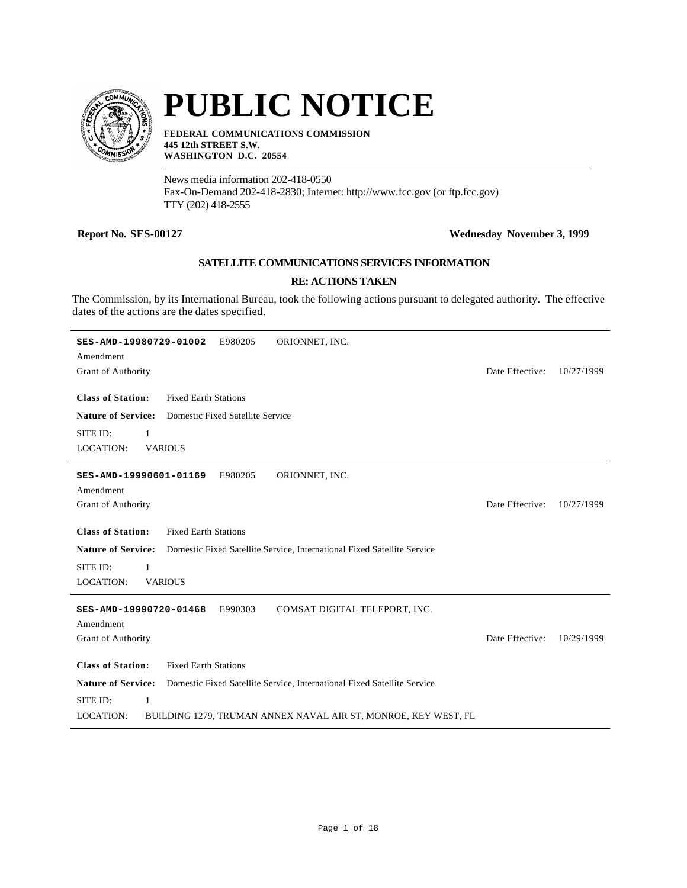# PUBLIC NOTICE

**FEDERAL COMMUNICATIONS COMMISSION**
**445 12th STREET S.W.**
**WASHINGTON D.C. 20554**

News media information 202-418-0550
Fax-On-Demand 202-418-2830; Internet: http://www.fcc.gov (or ftp.fcc.gov)
TTY (202) 418-2555

**Report No. SES-00127** **Wednesday November 3, 1999**

## SATELLITE COMMUNICATIONS SERVICES INFORMATION

### RE: ACTIONS TAKEN

The Commission, by its International Bureau, took the following actions pursuant to delegated authority. The effective dates of the actions are the dates specified.

---

**SES-AMD-19980729-01002** E980205 ORIONNET, INC.
Amendment
Grant of Authority — Date Effective: 10/27/1999

**Class of Station:** Fixed Earth Stations
**Nature of Service:** Domestic Fixed Satellite Service
SITE ID: 1
LOCATION: VARIOUS

---

**SES-AMD-19990601-01169** E980205 ORIONNET, INC.
Amendment
Grant of Authority — Date Effective: 10/27/1999

**Class of Station:** Fixed Earth Stations
**Nature of Service:** Domestic Fixed Satellite Service, International Fixed Satellite Service
SITE ID: 1
LOCATION: VARIOUS

---

**SES-AMD-19990720-01468** E990303 COMSAT DIGITAL TELEPORT, INC.
Amendment
Grant of Authority — Date Effective: 10/29/1999

**Class of Station:** Fixed Earth Stations
**Nature of Service:** Domestic Fixed Satellite Service, International Fixed Satellite Service
SITE ID: 1
LOCATION: BUILDING 1279, TRUMAN ANNEX NAVAL AIR ST, MONROE, KEY WEST, FL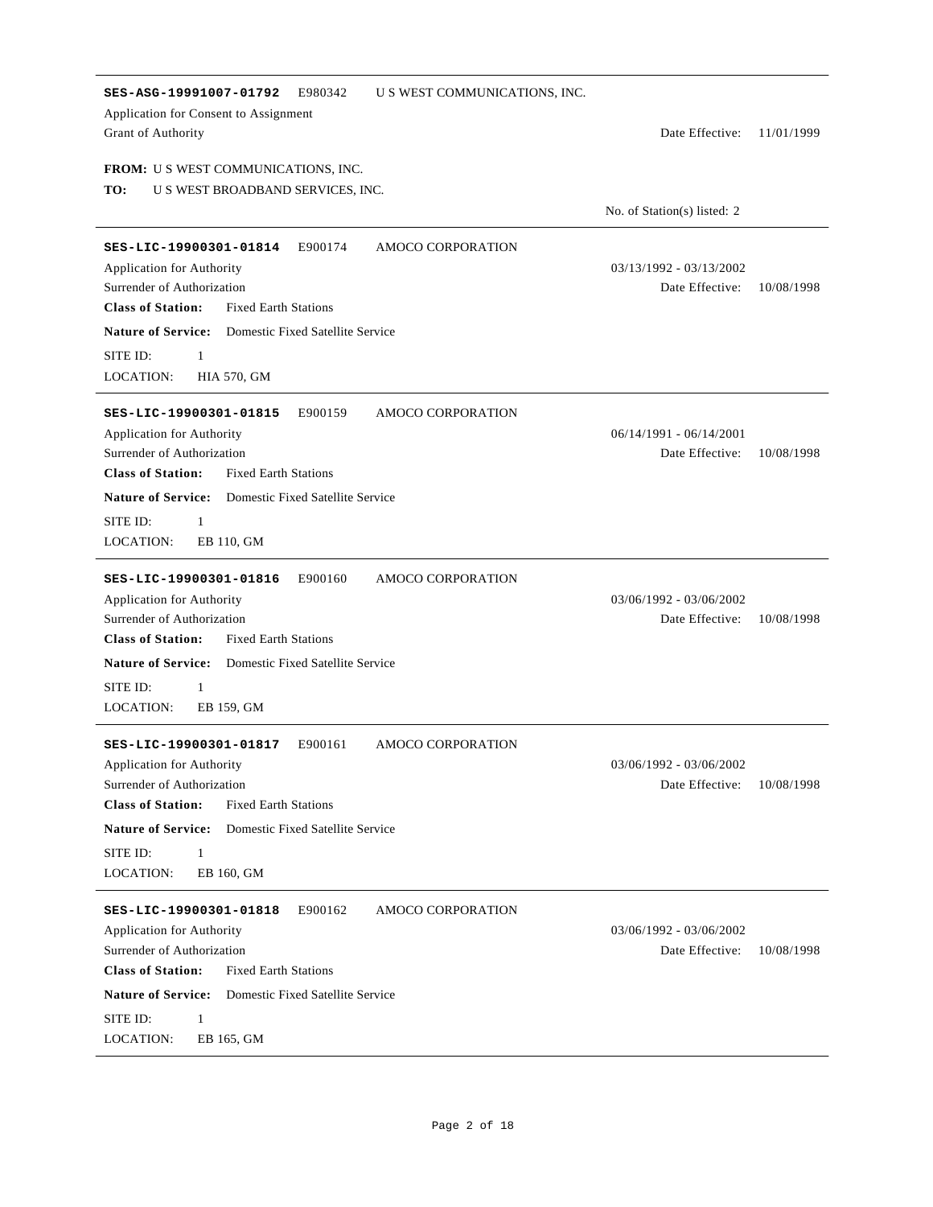---

**SES-ASG-19991007-01792** E980342 U S WEST COMMUNICATIONS, INC.

Application for Consent to Assignment

Grant of Authority — Date Effective: 11/01/1999

**FROM:** U S WEST COMMUNICATIONS, INC.

**TO:** U S WEST BROADBAND SERVICES, INC.

No. of Station(s) listed: 2

---

**SES-LIC-19900301-01814** E900174 AMOCO CORPORATION

Application for Authority — 03/13/1992 - 03/13/2002

Surrender of Authorization — Date Effective: 10/08/1998

**Class of Station:** Fixed Earth Stations

**Nature of Service:** Domestic Fixed Satellite Service

SITE ID: 1

LOCATION: HIA 570, GM

---

**SES-LIC-19900301-01815** E900159 AMOCO CORPORATION

Application for Authority — 06/14/1991 - 06/14/2001

Surrender of Authorization — Date Effective: 10/08/1998

**Class of Station:** Fixed Earth Stations

**Nature of Service:** Domestic Fixed Satellite Service

SITE ID: 1

LOCATION: EB 110, GM

---

**SES-LIC-19900301-01816** E900160 AMOCO CORPORATION

Application for Authority — 03/06/1992 - 03/06/2002

Surrender of Authorization — Date Effective: 10/08/1998

**Class of Station:** Fixed Earth Stations

**Nature of Service:** Domestic Fixed Satellite Service

SITE ID: 1

LOCATION: EB 159, GM

---

**SES-LIC-19900301-01817** E900161 AMOCO CORPORATION

Application for Authority — 03/06/1992 - 03/06/2002

Surrender of Authorization — Date Effective: 10/08/1998

**Class of Station:** Fixed Earth Stations

**Nature of Service:** Domestic Fixed Satellite Service

SITE ID: 1

LOCATION: EB 160, GM

---

**SES-LIC-19900301-01818** E900162 AMOCO CORPORATION

Application for Authority — 03/06/1992 - 03/06/2002

Surrender of Authorization — Date Effective: 10/08/1998

**Class of Station:** Fixed Earth Stations

**Nature of Service:** Domestic Fixed Satellite Service

SITE ID: 1

LOCATION: EB 165, GM

---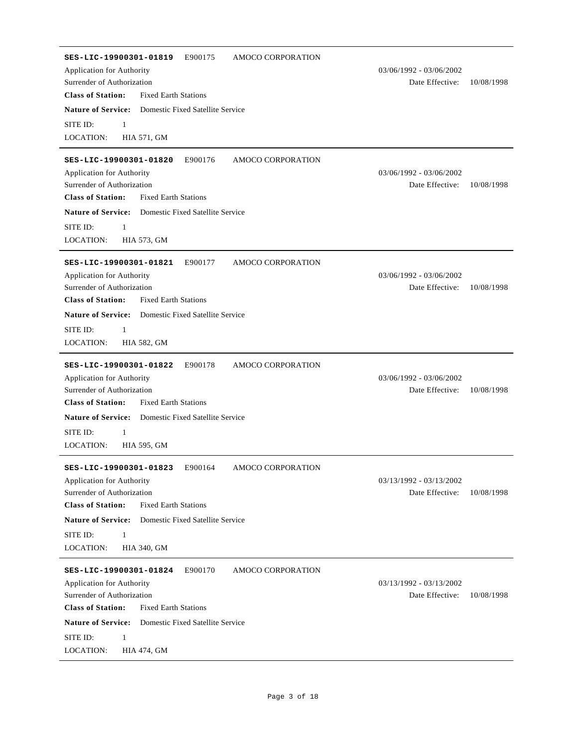---

**SES-LIC-19900301-01819** E900175 AMOCO CORPORATION

Application for Authority 03/06/1992 - 03/06/2002

Surrender of Authorization Date Effective: 10/08/1998

**Class of Station:** Fixed Earth Stations

**Nature of Service:** Domestic Fixed Satellite Service

SITE ID: 1

LOCATION: HIA 571, GM

---

**SES-LIC-19900301-01820** E900176 AMOCO CORPORATION

Application for Authority 03/06/1992 - 03/06/2002

Surrender of Authorization Date Effective: 10/08/1998

**Class of Station:** Fixed Earth Stations

**Nature of Service:** Domestic Fixed Satellite Service

SITE ID: 1

LOCATION: HIA 573, GM

---

**SES-LIC-19900301-01821** E900177 AMOCO CORPORATION

Application for Authority 03/06/1992 - 03/06/2002

Surrender of Authorization Date Effective: 10/08/1998

**Class of Station:** Fixed Earth Stations

**Nature of Service:** Domestic Fixed Satellite Service

SITE ID: 1

LOCATION: HIA 582, GM

---

**SES-LIC-19900301-01822** E900178 AMOCO CORPORATION

Application for Authority 03/06/1992 - 03/06/2002

Surrender of Authorization Date Effective: 10/08/1998

**Class of Station:** Fixed Earth Stations

**Nature of Service:** Domestic Fixed Satellite Service

SITE ID: 1

LOCATION: HIA 595, GM

---

**SES-LIC-19900301-01823** E900164 AMOCO CORPORATION

Application for Authority 03/13/1992 - 03/13/2002

Surrender of Authorization Date Effective: 10/08/1998

**Class of Station:** Fixed Earth Stations

**Nature of Service:** Domestic Fixed Satellite Service

SITE ID: 1

LOCATION: HIA 340, GM

---

**SES-LIC-19900301-01824** E900170 AMOCO CORPORATION

Application for Authority 03/13/1992 - 03/13/2002

Surrender of Authorization Date Effective: 10/08/1998

**Class of Station:** Fixed Earth Stations

**Nature of Service:** Domestic Fixed Satellite Service

SITE ID: 1

LOCATION: HIA 474, GM

---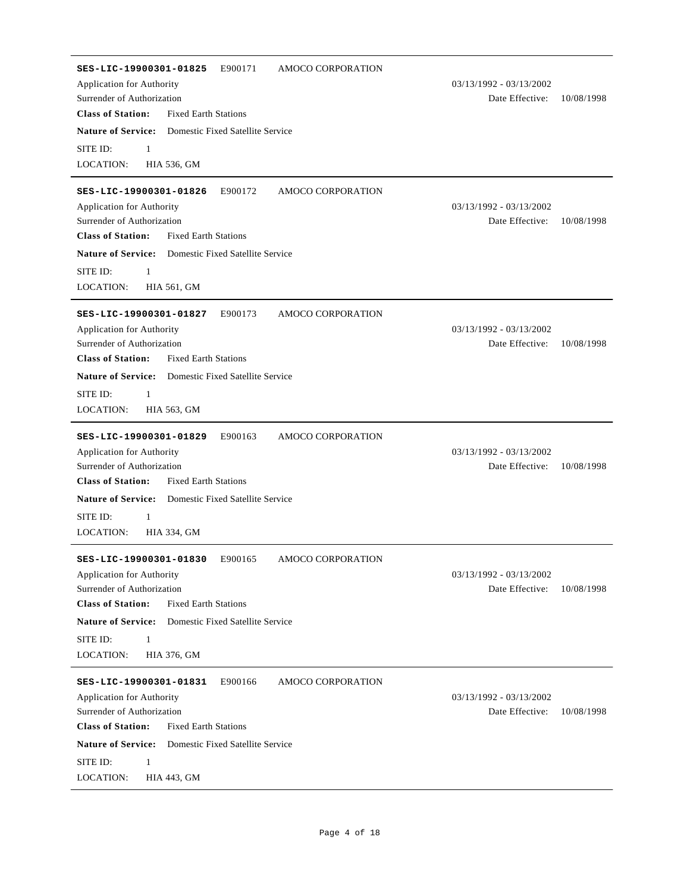---

**SES-LIC-19900301-01825** E900171 AMOCO CORPORATION

Application for Authority — 03/13/1992 - 03/13/2002

Surrender of Authorization — Date Effective: 10/08/1998

**Class of Station:** Fixed Earth Stations

**Nature of Service:** Domestic Fixed Satellite Service

SITE ID: 1

LOCATION: HIA 536, GM

---

**SES-LIC-19900301-01826** E900172 AMOCO CORPORATION

Application for Authority — 03/13/1992 - 03/13/2002

Surrender of Authorization — Date Effective: 10/08/1998

**Class of Station:** Fixed Earth Stations

**Nature of Service:** Domestic Fixed Satellite Service

SITE ID: 1

LOCATION: HIA 561, GM

---

**SES-LIC-19900301-01827** E900173 AMOCO CORPORATION

Application for Authority — 03/13/1992 - 03/13/2002

Surrender of Authorization — Date Effective: 10/08/1998

**Class of Station:** Fixed Earth Stations

**Nature of Service:** Domestic Fixed Satellite Service

SITE ID: 1

LOCATION: HIA 563, GM

---

**SES-LIC-19900301-01829** E900163 AMOCO CORPORATION

Application for Authority — 03/13/1992 - 03/13/2002

Surrender of Authorization — Date Effective: 10/08/1998

**Class of Station:** Fixed Earth Stations

**Nature of Service:** Domestic Fixed Satellite Service

SITE ID: 1

LOCATION: HIA 334, GM

---

**SES-LIC-19900301-01830** E900165 AMOCO CORPORATION

Application for Authority — 03/13/1992 - 03/13/2002

Surrender of Authorization — Date Effective: 10/08/1998

**Class of Station:** Fixed Earth Stations

**Nature of Service:** Domestic Fixed Satellite Service

SITE ID: 1

LOCATION: HIA 376, GM

---

**SES-LIC-19900301-01831** E900166 AMOCO CORPORATION

Application for Authority — 03/13/1992 - 03/13/2002

Surrender of Authorization — Date Effective: 10/08/1998

**Class of Station:** Fixed Earth Stations

**Nature of Service:** Domestic Fixed Satellite Service

SITE ID: 1

LOCATION: HIA 443, GM

---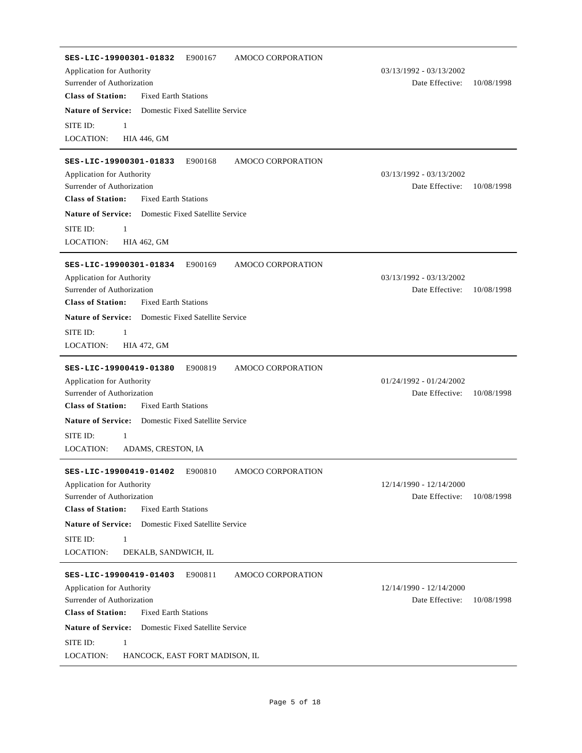---

**SES-LIC-19900301-01832** E900167 AMOCO CORPORATION

Application for Authority — 03/13/1992 - 03/13/2002

Surrender of Authorization — Date Effective: 10/08/1998

**Class of Station:** Fixed Earth Stations

**Nature of Service:** Domestic Fixed Satellite Service

SITE ID: 1

LOCATION: HIA 446, GM

---

**SES-LIC-19900301-01833** E900168 AMOCO CORPORATION

Application for Authority — 03/13/1992 - 03/13/2002

Surrender of Authorization — Date Effective: 10/08/1998

**Class of Station:** Fixed Earth Stations

**Nature of Service:** Domestic Fixed Satellite Service

SITE ID: 1

LOCATION: HIA 462, GM

---

**SES-LIC-19900301-01834** E900169 AMOCO CORPORATION

Application for Authority — 03/13/1992 - 03/13/2002

Surrender of Authorization — Date Effective: 10/08/1998

**Class of Station:** Fixed Earth Stations

**Nature of Service:** Domestic Fixed Satellite Service

SITE ID: 1

LOCATION: HIA 472, GM

---

**SES-LIC-19900419-01380** E900819 AMOCO CORPORATION

Application for Authority — 01/24/1992 - 01/24/2002

Surrender of Authorization — Date Effective: 10/08/1998

**Class of Station:** Fixed Earth Stations

**Nature of Service:** Domestic Fixed Satellite Service

SITE ID: 1

LOCATION: ADAMS, CRESTON, IA

---

**SES-LIC-19900419-01402** E900810 AMOCO CORPORATION

Application for Authority — 12/14/1990 - 12/14/2000

Surrender of Authorization — Date Effective: 10/08/1998

**Class of Station:** Fixed Earth Stations

**Nature of Service:** Domestic Fixed Satellite Service

SITE ID: 1

LOCATION: DEKALB, SANDWICH, IL

---

**SES-LIC-19900419-01403** E900811 AMOCO CORPORATION

Application for Authority — 12/14/1990 - 12/14/2000

Surrender of Authorization — Date Effective: 10/08/1998

**Class of Station:** Fixed Earth Stations

**Nature of Service:** Domestic Fixed Satellite Service

SITE ID: 1

LOCATION: HANCOCK, EAST FORT MADISON, IL

---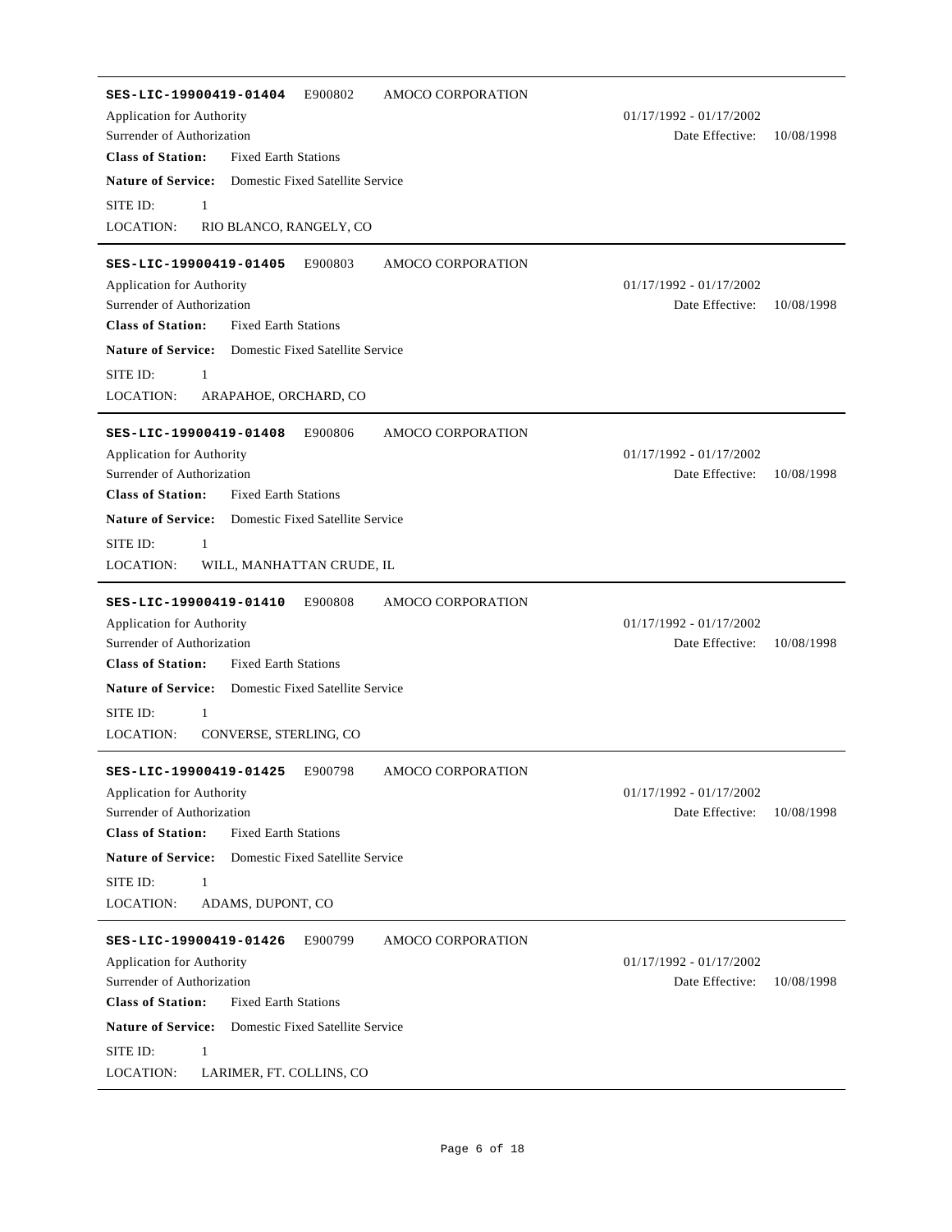---

**SES-LIC-19900419-01404** E900802 AMOCO CORPORATION

Application for Authority 01/17/1992 - 01/17/2002

Surrender of Authorization Date Effective: 10/08/1998

**Class of Station:** Fixed Earth Stations

**Nature of Service:** Domestic Fixed Satellite Service

SITE ID: 1

LOCATION: RIO BLANCO, RANGELY, CO

---

**SES-LIC-19900419-01405** E900803 AMOCO CORPORATION

Application for Authority 01/17/1992 - 01/17/2002

Surrender of Authorization Date Effective: 10/08/1998

**Class of Station:** Fixed Earth Stations

**Nature of Service:** Domestic Fixed Satellite Service

SITE ID: 1

LOCATION: ARAPAHOE, ORCHARD, CO

---

**SES-LIC-19900419-01408** E900806 AMOCO CORPORATION

Application for Authority 01/17/1992 - 01/17/2002

Surrender of Authorization Date Effective: 10/08/1998

**Class of Station:** Fixed Earth Stations

**Nature of Service:** Domestic Fixed Satellite Service

SITE ID: 1

LOCATION: WILL, MANHATTAN CRUDE, IL

---

**SES-LIC-19900419-01410** E900808 AMOCO CORPORATION

Application for Authority 01/17/1992 - 01/17/2002

Surrender of Authorization Date Effective: 10/08/1998

**Class of Station:** Fixed Earth Stations

**Nature of Service:** Domestic Fixed Satellite Service

SITE ID: 1

LOCATION: CONVERSE, STERLING, CO

---

**SES-LIC-19900419-01425** E900798 AMOCO CORPORATION

Application for Authority 01/17/1992 - 01/17/2002

Surrender of Authorization Date Effective: 10/08/1998

**Class of Station:** Fixed Earth Stations

**Nature of Service:** Domestic Fixed Satellite Service

SITE ID: 1

LOCATION: ADAMS, DUPONT, CO

---

**SES-LIC-19900419-01426** E900799 AMOCO CORPORATION

Application for Authority 01/17/1992 - 01/17/2002

Surrender of Authorization Date Effective: 10/08/1998

**Class of Station:** Fixed Earth Stations

**Nature of Service:** Domestic Fixed Satellite Service

SITE ID: 1

LOCATION: LARIMER, FT. COLLINS, CO

---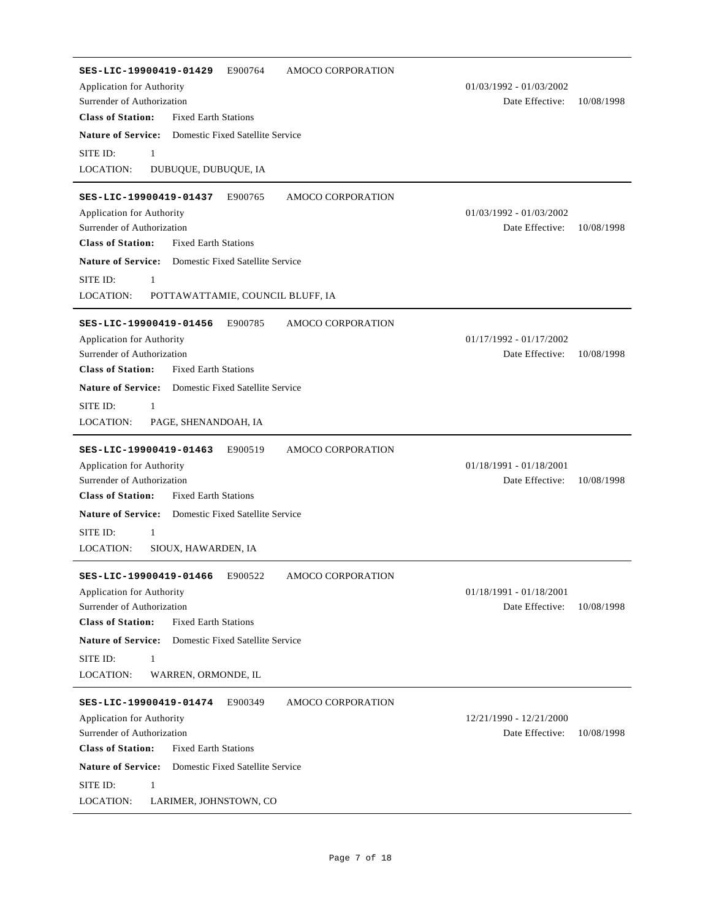**SES-LIC-19900419-01429** E900764 AMOCO CORPORATION

Application for Authority 01/03/1992 - 01/03/2002

Surrender of Authorization Date Effective: 10/08/1998

**Class of Station:** Fixed Earth Stations

**Nature of Service:** Domestic Fixed Satellite Service

SITE ID: 1

LOCATION: DUBUQUE, DUBUQUE, IA

---

**SES-LIC-19900419-01437** E900765 AMOCO CORPORATION

Application for Authority 01/03/1992 - 01/03/2002

Surrender of Authorization Date Effective: 10/08/1998

**Class of Station:** Fixed Earth Stations

**Nature of Service:** Domestic Fixed Satellite Service

SITE ID: 1

LOCATION: POTTAWATTAMIE, COUNCIL BLUFF, IA

---

**SES-LIC-19900419-01456** E900785 AMOCO CORPORATION

Application for Authority 01/17/1992 - 01/17/2002

Surrender of Authorization Date Effective: 10/08/1998

**Class of Station:** Fixed Earth Stations

**Nature of Service:** Domestic Fixed Satellite Service

SITE ID: 1

LOCATION: PAGE, SHENANDOAH, IA

---

**SES-LIC-19900419-01463** E900519 AMOCO CORPORATION

Application for Authority 01/18/1991 - 01/18/2001

Surrender of Authorization Date Effective: 10/08/1998

**Class of Station:** Fixed Earth Stations

**Nature of Service:** Domestic Fixed Satellite Service

SITE ID: 1

LOCATION: SIOUX, HAWARDEN, IA

---

**SES-LIC-19900419-01466** E900522 AMOCO CORPORATION

Application for Authority 01/18/1991 - 01/18/2001

Surrender of Authorization Date Effective: 10/08/1998

**Class of Station:** Fixed Earth Stations

**Nature of Service:** Domestic Fixed Satellite Service

SITE ID: 1

LOCATION: WARREN, ORMONDE, IL

---

**SES-LIC-19900419-01474** E900349 AMOCO CORPORATION

Application for Authority 12/21/1990 - 12/21/2000

Surrender of Authorization Date Effective: 10/08/1998

**Class of Station:** Fixed Earth Stations

**Nature of Service:** Domestic Fixed Satellite Service

SITE ID: 1

LOCATION: LARIMER, JOHNSTOWN, CO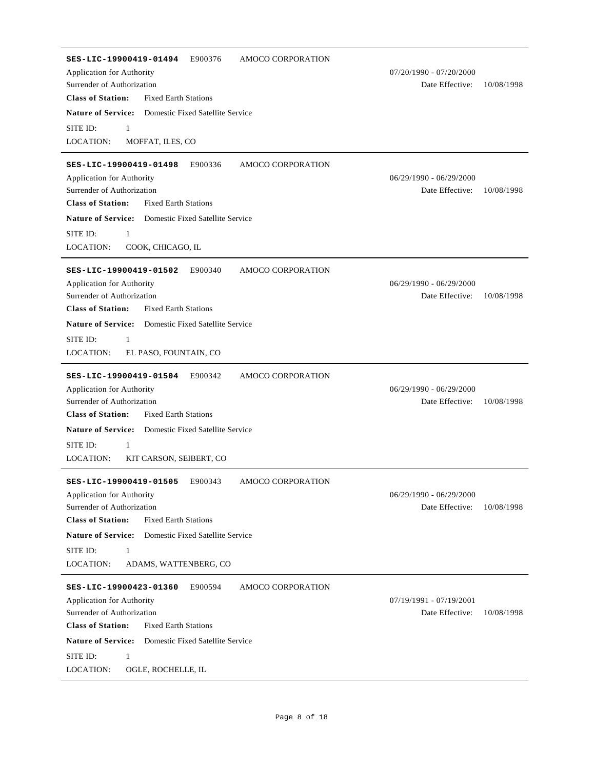**SES-LIC-19900419-01494** E900376 AMOCO CORPORATION

Application for Authority 07/20/1990 - 07/20/2000

Surrender of Authorization Date Effective: 10/08/1998

**Class of Station:** Fixed Earth Stations

**Nature of Service:** Domestic Fixed Satellite Service

SITE ID: 1

LOCATION: MOFFAT, ILES, CO

---

**SES-LIC-19900419-01498** E900336 AMOCO CORPORATION

Application for Authority 06/29/1990 - 06/29/2000

Surrender of Authorization Date Effective: 10/08/1998

**Class of Station:** Fixed Earth Stations

**Nature of Service:** Domestic Fixed Satellite Service

SITE ID: 1

LOCATION: COOK, CHICAGO, IL

---

**SES-LIC-19900419-01502** E900340 AMOCO CORPORATION

Application for Authority 06/29/1990 - 06/29/2000

Surrender of Authorization Date Effective: 10/08/1998

**Class of Station:** Fixed Earth Stations

**Nature of Service:** Domestic Fixed Satellite Service

SITE ID: 1

LOCATION: EL PASO, FOUNTAIN, CO

---

**SES-LIC-19900419-01504** E900342 AMOCO CORPORATION

Application for Authority 06/29/1990 - 06/29/2000

Surrender of Authorization Date Effective: 10/08/1998

**Class of Station:** Fixed Earth Stations

**Nature of Service:** Domestic Fixed Satellite Service

SITE ID: 1

LOCATION: KIT CARSON, SEIBERT, CO

---

**SES-LIC-19900419-01505** E900343 AMOCO CORPORATION

Application for Authority 06/29/1990 - 06/29/2000

Surrender of Authorization Date Effective: 10/08/1998

**Class of Station:** Fixed Earth Stations

**Nature of Service:** Domestic Fixed Satellite Service

SITE ID: 1

LOCATION: ADAMS, WATTENBERG, CO

---

**SES-LIC-19900423-01360** E900594 AMOCO CORPORATION

Application for Authority 07/19/1991 - 07/19/2001

Surrender of Authorization Date Effective: 10/08/1998

**Class of Station:** Fixed Earth Stations

**Nature of Service:** Domestic Fixed Satellite Service

SITE ID: 1

LOCATION: OGLE, ROCHELLE, IL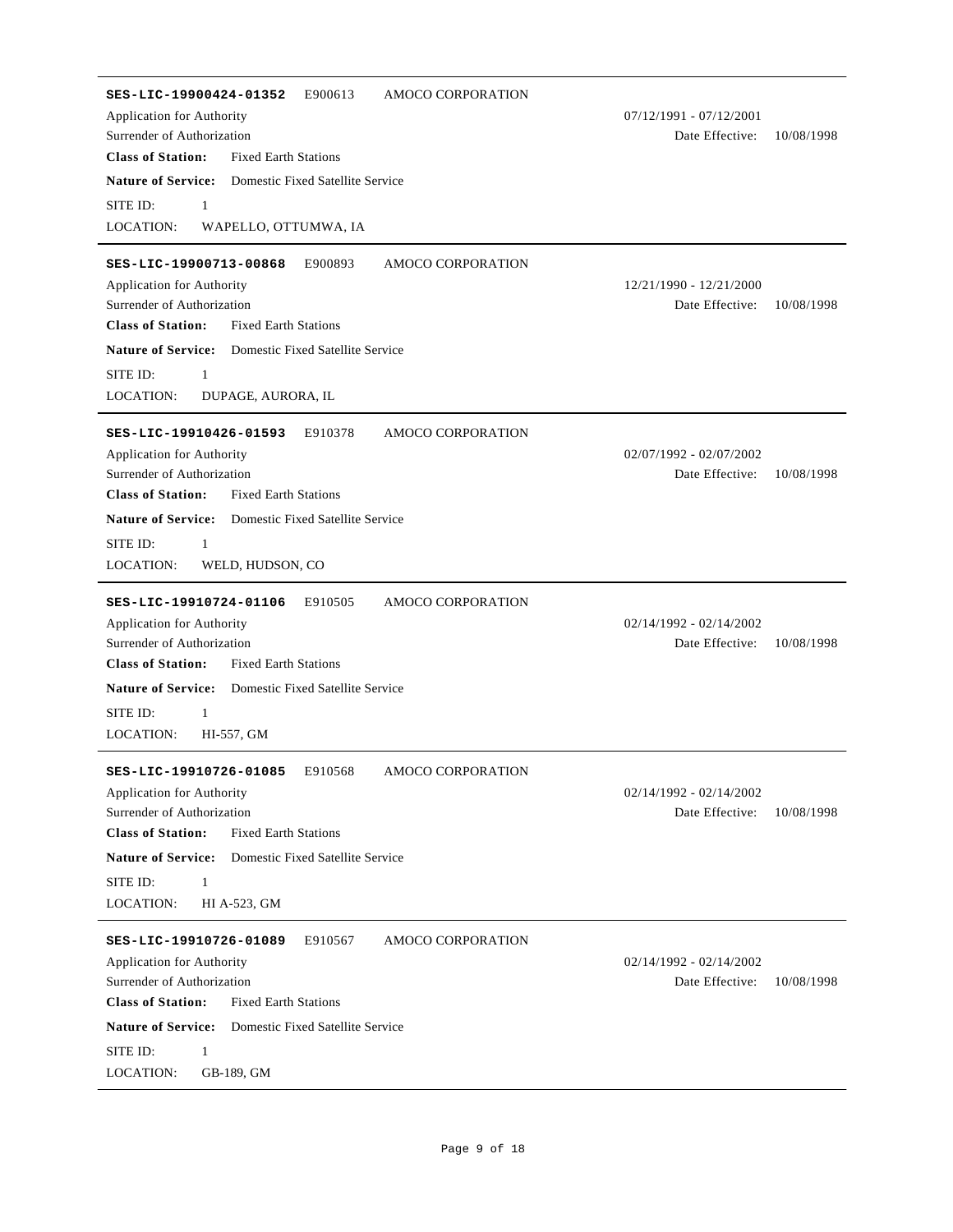---

**SES-LIC-19900424-01352** E900613 AMOCO CORPORATION

Application for Authority — 07/12/1991 - 07/12/2001

Surrender of Authorization — Date Effective: 10/08/1998

**Class of Station:** Fixed Earth Stations

**Nature of Service:** Domestic Fixed Satellite Service

SITE ID: 1

LOCATION: WAPELLO, OTTUMWA, IA

---

**SES-LIC-19900713-00868** E900893 AMOCO CORPORATION

Application for Authority — 12/21/1990 - 12/21/2000

Surrender of Authorization — Date Effective: 10/08/1998

**Class of Station:** Fixed Earth Stations

**Nature of Service:** Domestic Fixed Satellite Service

SITE ID: 1

LOCATION: DUPAGE, AURORA, IL

---

**SES-LIC-19910426-01593** E910378 AMOCO CORPORATION

Application for Authority — 02/07/1992 - 02/07/2002

Surrender of Authorization — Date Effective: 10/08/1998

**Class of Station:** Fixed Earth Stations

**Nature of Service:** Domestic Fixed Satellite Service

SITE ID: 1

LOCATION: WELD, HUDSON, CO

---

**SES-LIC-19910724-01106** E910505 AMOCO CORPORATION

Application for Authority — 02/14/1992 - 02/14/2002

Surrender of Authorization — Date Effective: 10/08/1998

**Class of Station:** Fixed Earth Stations

**Nature of Service:** Domestic Fixed Satellite Service

SITE ID: 1

LOCATION: HI-557, GM

---

**SES-LIC-19910726-01085** E910568 AMOCO CORPORATION

Application for Authority — 02/14/1992 - 02/14/2002

Surrender of Authorization — Date Effective: 10/08/1998

**Class of Station:** Fixed Earth Stations

**Nature of Service:** Domestic Fixed Satellite Service

SITE ID: 1

LOCATION: HI A-523, GM

---

**SES-LIC-19910726-01089** E910567 AMOCO CORPORATION

Application for Authority — 02/14/1992 - 02/14/2002

Surrender of Authorization — Date Effective: 10/08/1998

**Class of Station:** Fixed Earth Stations

**Nature of Service:** Domestic Fixed Satellite Service

SITE ID: 1

LOCATION: GB-189, GM

---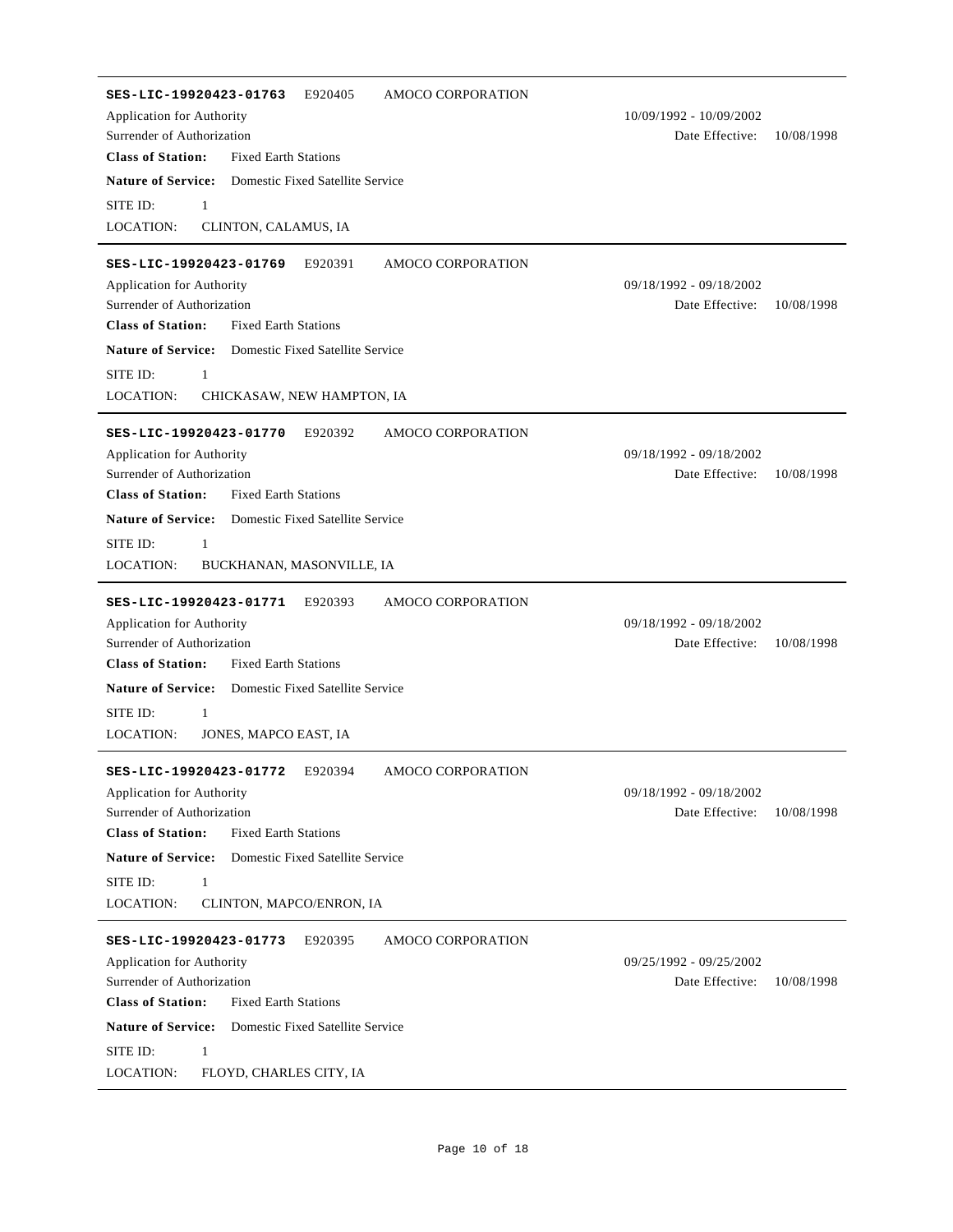**SES-LIC-19920423-01763** E920405 AMOCO CORPORATION

Application for Authority 10/09/1992 - 10/09/2002

Surrender of Authorization Date Effective: 10/08/1998

**Class of Station:** Fixed Earth Stations

**Nature of Service:** Domestic Fixed Satellite Service

SITE ID: 1

LOCATION: CLINTON, CALAMUS, IA

---

**SES-LIC-19920423-01769** E920391 AMOCO CORPORATION

Application for Authority 09/18/1992 - 09/18/2002

Surrender of Authorization Date Effective: 10/08/1998

**Class of Station:** Fixed Earth Stations

**Nature of Service:** Domestic Fixed Satellite Service

SITE ID: 1

LOCATION: CHICKASAW, NEW HAMPTON, IA

---

**SES-LIC-19920423-01770** E920392 AMOCO CORPORATION

Application for Authority 09/18/1992 - 09/18/2002

Surrender of Authorization Date Effective: 10/08/1998

**Class of Station:** Fixed Earth Stations

**Nature of Service:** Domestic Fixed Satellite Service

SITE ID: 1

LOCATION: BUCKHANAN, MASONVILLE, IA

---

**SES-LIC-19920423-01771** E920393 AMOCO CORPORATION

Application for Authority 09/18/1992 - 09/18/2002

Surrender of Authorization Date Effective: 10/08/1998

**Class of Station:** Fixed Earth Stations

**Nature of Service:** Domestic Fixed Satellite Service

SITE ID: 1

LOCATION: JONES, MAPCO EAST, IA

---

**SES-LIC-19920423-01772** E920394 AMOCO CORPORATION

Application for Authority 09/18/1992 - 09/18/2002

Surrender of Authorization Date Effective: 10/08/1998

**Class of Station:** Fixed Earth Stations

**Nature of Service:** Domestic Fixed Satellite Service

SITE ID: 1

LOCATION: CLINTON, MAPCO/ENRON, IA

---

**SES-LIC-19920423-01773** E920395 AMOCO CORPORATION

Application for Authority 09/25/1992 - 09/25/2002

Surrender of Authorization Date Effective: 10/08/1998

**Class of Station:** Fixed Earth Stations

**Nature of Service:** Domestic Fixed Satellite Service

SITE ID: 1

LOCATION: FLOYD, CHARLES CITY, IA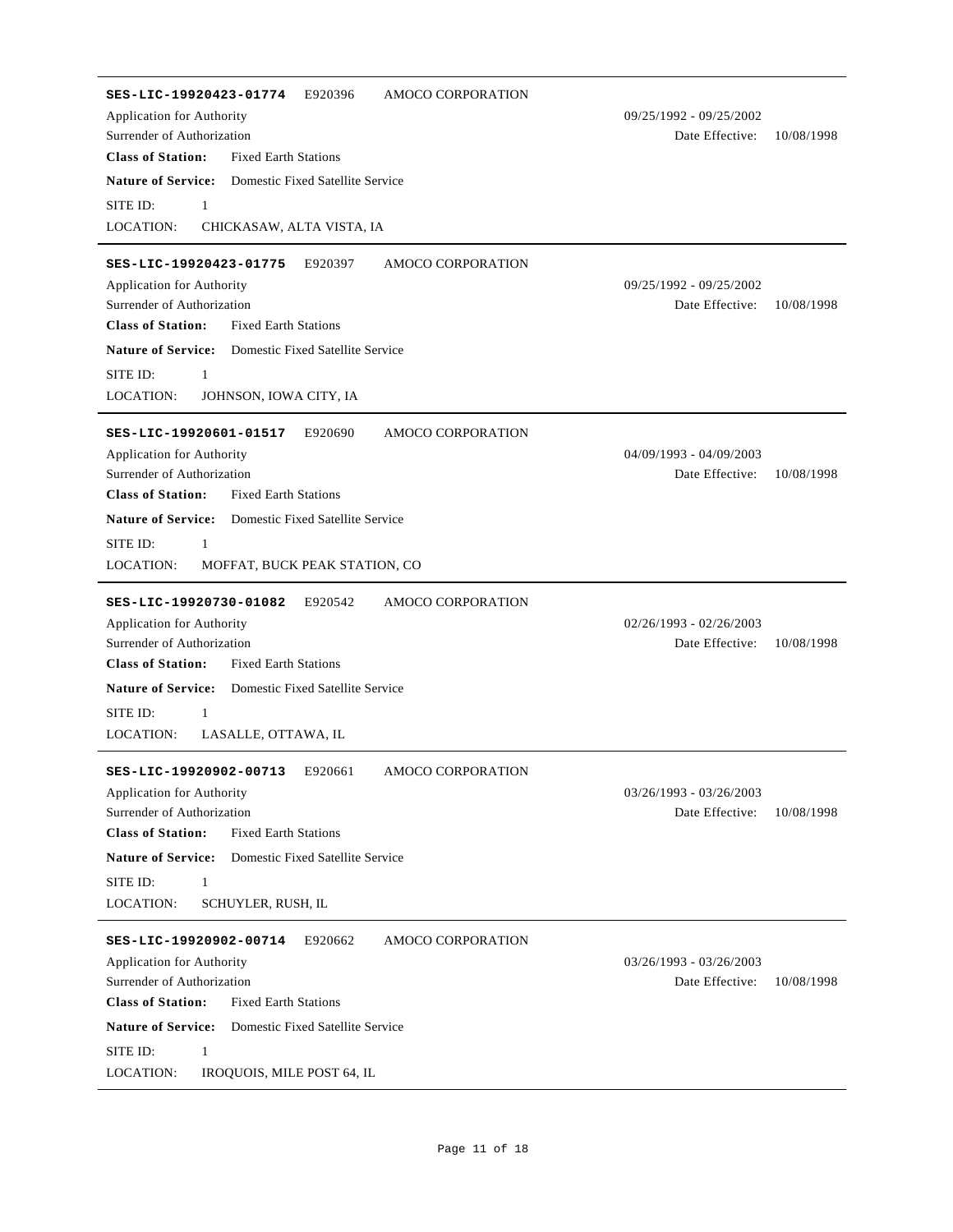---

**SES-LIC-19920423-01774** E920396 AMOCO CORPORATION

Application for Authority — 09/25/1992 - 09/25/2002

Surrender of Authorization — Date Effective: 10/08/1998

**Class of Station:** Fixed Earth Stations

**Nature of Service:** Domestic Fixed Satellite Service

SITE ID: 1

LOCATION: CHICKASAW, ALTA VISTA, IA

---

**SES-LIC-19920423-01775** E920397 AMOCO CORPORATION

Application for Authority — 09/25/1992 - 09/25/2002

Surrender of Authorization — Date Effective: 10/08/1998

**Class of Station:** Fixed Earth Stations

**Nature of Service:** Domestic Fixed Satellite Service

SITE ID: 1

LOCATION: JOHNSON, IOWA CITY, IA

---

**SES-LIC-19920601-01517** E920690 AMOCO CORPORATION

Application for Authority — 04/09/1993 - 04/09/2003

Surrender of Authorization — Date Effective: 10/08/1998

**Class of Station:** Fixed Earth Stations

**Nature of Service:** Domestic Fixed Satellite Service

SITE ID: 1

LOCATION: MOFFAT, BUCK PEAK STATION, CO

---

**SES-LIC-19920730-01082** E920542 AMOCO CORPORATION

Application for Authority — 02/26/1993 - 02/26/2003

Surrender of Authorization — Date Effective: 10/08/1998

**Class of Station:** Fixed Earth Stations

**Nature of Service:** Domestic Fixed Satellite Service

SITE ID: 1

LOCATION: LASALLE, OTTAWA, IL

---

**SES-LIC-19920902-00713** E920661 AMOCO CORPORATION

Application for Authority — 03/26/1993 - 03/26/2003

Surrender of Authorization — Date Effective: 10/08/1998

**Class of Station:** Fixed Earth Stations

**Nature of Service:** Domestic Fixed Satellite Service

SITE ID: 1

LOCATION: SCHUYLER, RUSH, IL

---

**SES-LIC-19920902-00714** E920662 AMOCO CORPORATION

Application for Authority — 03/26/1993 - 03/26/2003

Surrender of Authorization — Date Effective: 10/08/1998

**Class of Station:** Fixed Earth Stations

**Nature of Service:** Domestic Fixed Satellite Service

SITE ID: 1

LOCATION: IROQUOIS, MILE POST 64, IL

---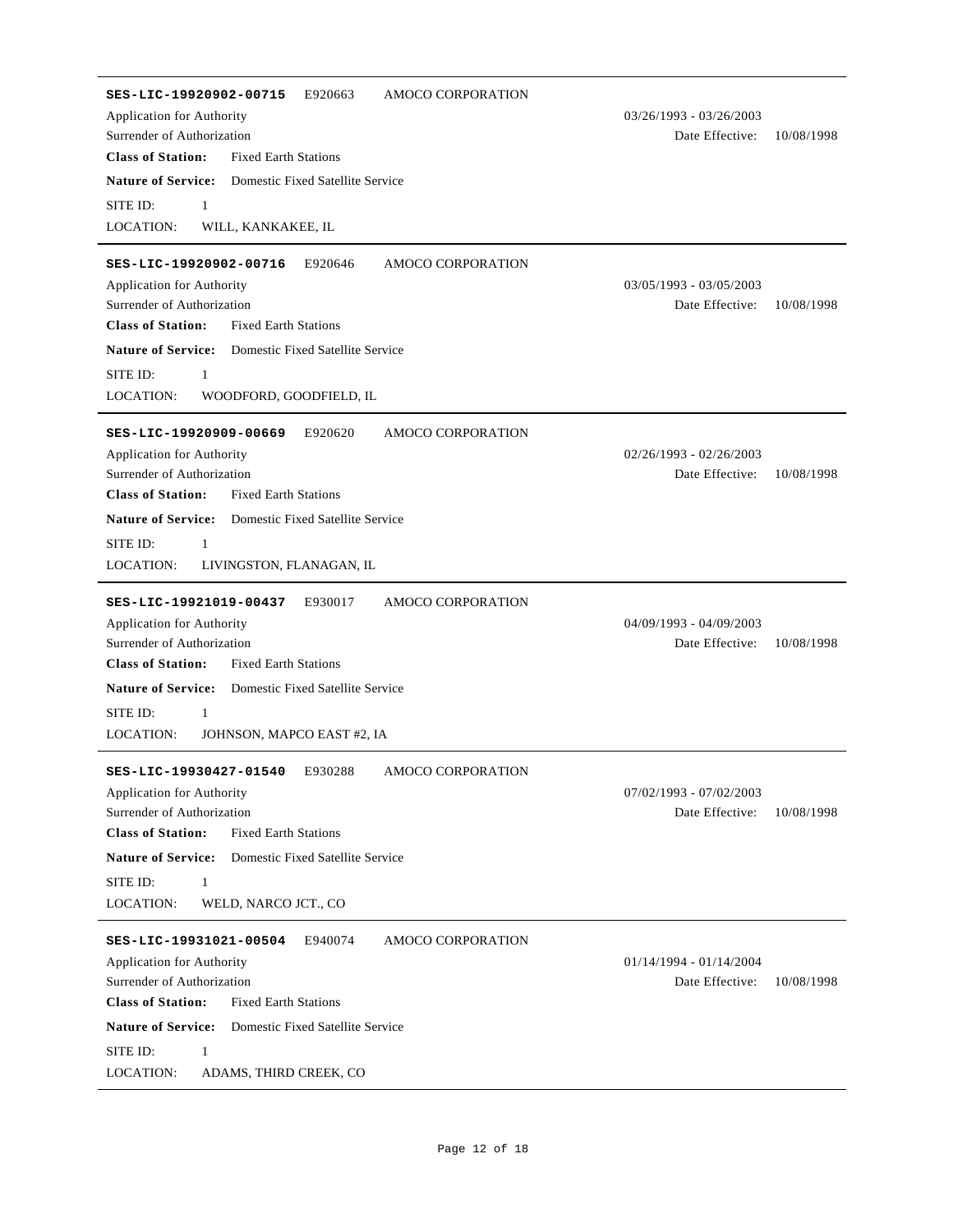---

**SES-LIC-19920902-00715** E920663 AMOCO CORPORATION

Application for Authority 03/26/1993 - 03/26/2003

Surrender of Authorization Date Effective: 10/08/1998

**Class of Station:** Fixed Earth Stations

**Nature of Service:** Domestic Fixed Satellite Service

SITE ID: 1

LOCATION: WILL, KANKAKEE, IL

---

**SES-LIC-19920902-00716** E920646 AMOCO CORPORATION

Application for Authority 03/05/1993 - 03/05/2003

Surrender of Authorization Date Effective: 10/08/1998

**Class of Station:** Fixed Earth Stations

**Nature of Service:** Domestic Fixed Satellite Service

SITE ID: 1

LOCATION: WOODFORD, GOODFIELD, IL

---

**SES-LIC-19920909-00669** E920620 AMOCO CORPORATION

Application for Authority 02/26/1993 - 02/26/2003

Surrender of Authorization Date Effective: 10/08/1998

**Class of Station:** Fixed Earth Stations

**Nature of Service:** Domestic Fixed Satellite Service

SITE ID: 1

LOCATION: LIVINGSTON, FLANAGAN, IL

---

**SES-LIC-19921019-00437** E930017 AMOCO CORPORATION

Application for Authority 04/09/1993 - 04/09/2003

Surrender of Authorization Date Effective: 10/08/1998

**Class of Station:** Fixed Earth Stations

**Nature of Service:** Domestic Fixed Satellite Service

SITE ID: 1

LOCATION: JOHNSON, MAPCO EAST #2, IA

---

**SES-LIC-19930427-01540** E930288 AMOCO CORPORATION

Application for Authority 07/02/1993 - 07/02/2003

Surrender of Authorization Date Effective: 10/08/1998

**Class of Station:** Fixed Earth Stations

**Nature of Service:** Domestic Fixed Satellite Service

SITE ID: 1

LOCATION: WELD, NARCO JCT., CO

---

**SES-LIC-19931021-00504** E940074 AMOCO CORPORATION

Application for Authority 01/14/1994 - 01/14/2004

Surrender of Authorization Date Effective: 10/08/1998

**Class of Station:** Fixed Earth Stations

**Nature of Service:** Domestic Fixed Satellite Service

SITE ID: 1

LOCATION: ADAMS, THIRD CREEK, CO

---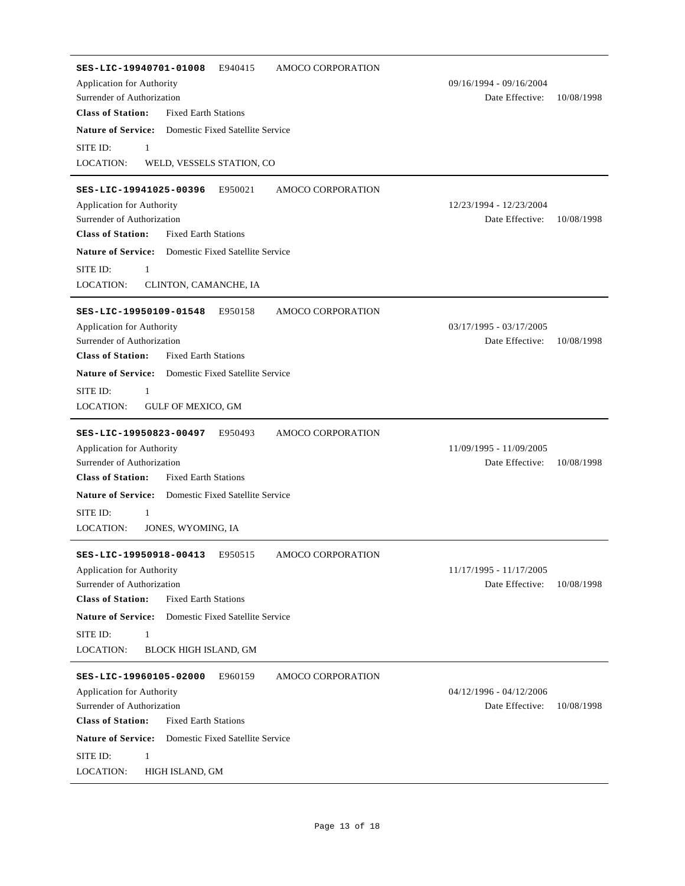**SES-LIC-19940701-01008** E940415 AMOCO CORPORATION

Application for Authority 09/16/1994 - 09/16/2004

Surrender of Authorization Date Effective: 10/08/1998

**Class of Station:** Fixed Earth Stations

**Nature of Service:** Domestic Fixed Satellite Service

SITE ID: 1

LOCATION: WELD, VESSELS STATION, CO

---

**SES-LIC-19941025-00396** E950021 AMOCO CORPORATION

Application for Authority 12/23/1994 - 12/23/2004

Surrender of Authorization Date Effective: 10/08/1998

**Class of Station:** Fixed Earth Stations

**Nature of Service:** Domestic Fixed Satellite Service

SITE ID: 1

LOCATION: CLINTON, CAMANCHE, IA

---

**SES-LIC-19950109-01548** E950158 AMOCO CORPORATION

Application for Authority 03/17/1995 - 03/17/2005

Surrender of Authorization Date Effective: 10/08/1998

**Class of Station:** Fixed Earth Stations

**Nature of Service:** Domestic Fixed Satellite Service

SITE ID: 1

LOCATION: GULF OF MEXICO, GM

---

**SES-LIC-19950823-00497** E950493 AMOCO CORPORATION

Application for Authority 11/09/1995 - 11/09/2005

Surrender of Authorization Date Effective: 10/08/1998

**Class of Station:** Fixed Earth Stations

**Nature of Service:** Domestic Fixed Satellite Service

SITE ID: 1

LOCATION: JONES, WYOMING, IA

---

**SES-LIC-19950918-00413** E950515 AMOCO CORPORATION

Application for Authority 11/17/1995 - 11/17/2005

Surrender of Authorization Date Effective: 10/08/1998

**Class of Station:** Fixed Earth Stations

**Nature of Service:** Domestic Fixed Satellite Service

SITE ID: 1

LOCATION: BLOCK HIGH ISLAND, GM

---

**SES-LIC-19960105-02000** E960159 AMOCO CORPORATION

Application for Authority 04/12/1996 - 04/12/2006

Surrender of Authorization Date Effective: 10/08/1998

**Class of Station:** Fixed Earth Stations

**Nature of Service:** Domestic Fixed Satellite Service

SITE ID: 1

LOCATION: HIGH ISLAND, GM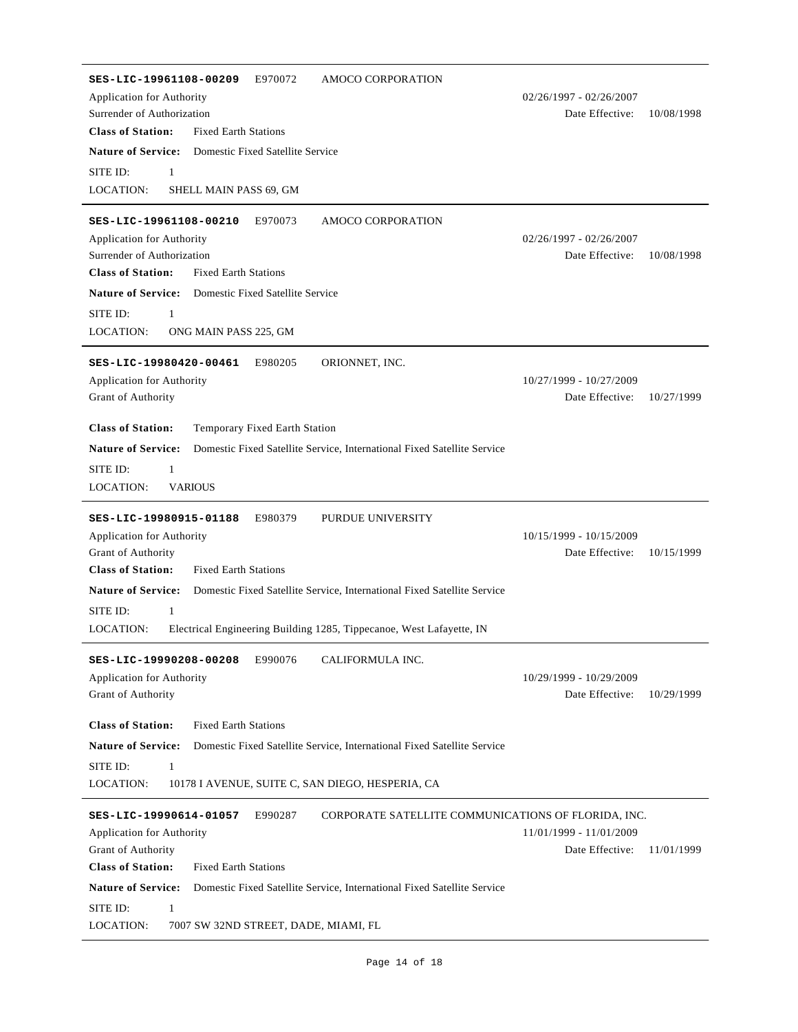---

**SES-LIC-19961108-00209** E970072 AMOCO CORPORATION

Application for Authority — 02/26/1997 - 02/26/2007

Surrender of Authorization — Date Effective: 10/08/1998

**Class of Station:** Fixed Earth Stations

**Nature of Service:** Domestic Fixed Satellite Service

SITE ID: 1

LOCATION: SHELL MAIN PASS 69, GM

---

**SES-LIC-19961108-00210** E970073 AMOCO CORPORATION

Application for Authority — 02/26/1997 - 02/26/2007

Surrender of Authorization — Date Effective: 10/08/1998

**Class of Station:** Fixed Earth Stations

**Nature of Service:** Domestic Fixed Satellite Service

SITE ID: 1

LOCATION: ONG MAIN PASS 225, GM

---

**SES-LIC-19980420-00461** E980205 ORIONNET, INC.

Application for Authority — 10/27/1999 - 10/27/2009

Grant of Authority — Date Effective: 10/27/1999

**Class of Station:** Temporary Fixed Earth Station

**Nature of Service:** Domestic Fixed Satellite Service, International Fixed Satellite Service

SITE ID: 1

LOCATION: VARIOUS

---

**SES-LIC-19980915-01188** E980379 PURDUE UNIVERSITY

Application for Authority — 10/15/1999 - 10/15/2009

Grant of Authority — Date Effective: 10/15/1999

**Class of Station:** Fixed Earth Stations

**Nature of Service:** Domestic Fixed Satellite Service, International Fixed Satellite Service

SITE ID: 1

LOCATION: Electrical Engineering Building 1285, Tippecanoe, West Lafayette, IN

---

**SES-LIC-19990208-00208** E990076 CALIFORMULA INC.

Application for Authority — 10/29/1999 - 10/29/2009

Grant of Authority — Date Effective: 10/29/1999

**Class of Station:** Fixed Earth Stations

**Nature of Service:** Domestic Fixed Satellite Service, International Fixed Satellite Service

SITE ID: 1

LOCATION: 10178 I AVENUE, SUITE C, SAN DIEGO, HESPERIA, CA

---

**SES-LIC-19990614-01057** E990287 CORPORATE SATELLITE COMMUNICATIONS OF FLORIDA, INC.

Application for Authority — 11/01/1999 - 11/01/2009

Grant of Authority — Date Effective: 11/01/1999

**Class of Station:** Fixed Earth Stations

**Nature of Service:** Domestic Fixed Satellite Service, International Fixed Satellite Service

SITE ID: 1

LOCATION: 7007 SW 32ND STREET, DADE, MIAMI, FL

---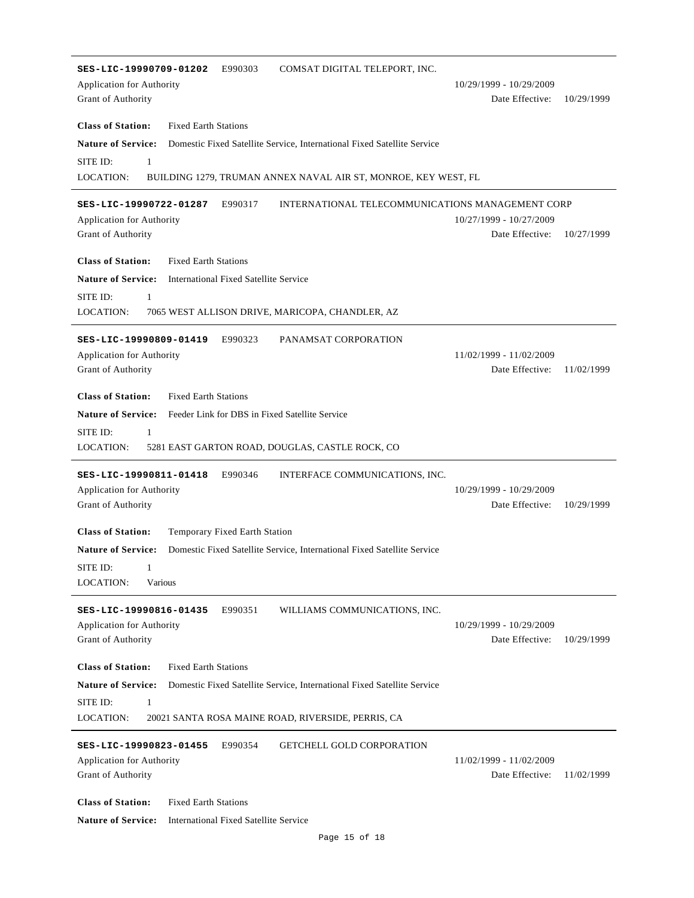---

**SES-LIC-19990709-01202** E990303 COMSAT DIGITAL TELEPORT, INC.

Application for Authority 10/29/1999 - 10/29/2009

Grant of Authority Date Effective: 10/29/1999

**Class of Station:** Fixed Earth Stations

**Nature of Service:** Domestic Fixed Satellite Service, International Fixed Satellite Service

SITE ID: 1

LOCATION: BUILDING 1279, TRUMAN ANNEX NAVAL AIR ST, MONROE, KEY WEST, FL

---

**SES-LIC-19990722-01287** E990317 INTERNATIONAL TELECOMMUNICATIONS MANAGEMENT CORP

Application for Authority 10/27/1999 - 10/27/2009

Grant of Authority Date Effective: 10/27/1999

**Class of Station:** Fixed Earth Stations

**Nature of Service:** International Fixed Satellite Service

SITE ID: 1

LOCATION: 7065 WEST ALLISON DRIVE, MARICOPA, CHANDLER, AZ

---

**SES-LIC-19990809-01419** E990323 PANAMSAT CORPORATION

Application for Authority 11/02/1999 - 11/02/2009

Grant of Authority Date Effective: 11/02/1999

**Class of Station:** Fixed Earth Stations

**Nature of Service:** Feeder Link for DBS in Fixed Satellite Service

SITE ID: 1

LOCATION: 5281 EAST GARTON ROAD, DOUGLAS, CASTLE ROCK, CO

---

**SES-LIC-19990811-01418** E990346 INTERFACE COMMUNICATIONS, INC.

Application for Authority 10/29/1999 - 10/29/2009

Grant of Authority Date Effective: 10/29/1999

**Class of Station:** Temporary Fixed Earth Station

**Nature of Service:** Domestic Fixed Satellite Service, International Fixed Satellite Service

SITE ID: 1

LOCATION: Various

---

**SES-LIC-19990816-01435** E990351 WILLIAMS COMMUNICATIONS, INC.

Application for Authority 10/29/1999 - 10/29/2009

Grant of Authority Date Effective: 10/29/1999

**Class of Station:** Fixed Earth Stations

**Nature of Service:** Domestic Fixed Satellite Service, International Fixed Satellite Service

SITE ID: 1

LOCATION: 20021 SANTA ROSA MAINE ROAD, RIVERSIDE, PERRIS, CA

---

**SES-LIC-19990823-01455** E990354 GETCHELL GOLD CORPORATION

Application for Authority 11/02/1999 - 11/02/2009

Grant of Authority Date Effective: 11/02/1999

**Class of Station:** Fixed Earth Stations

**Nature of Service:** International Fixed Satellite Service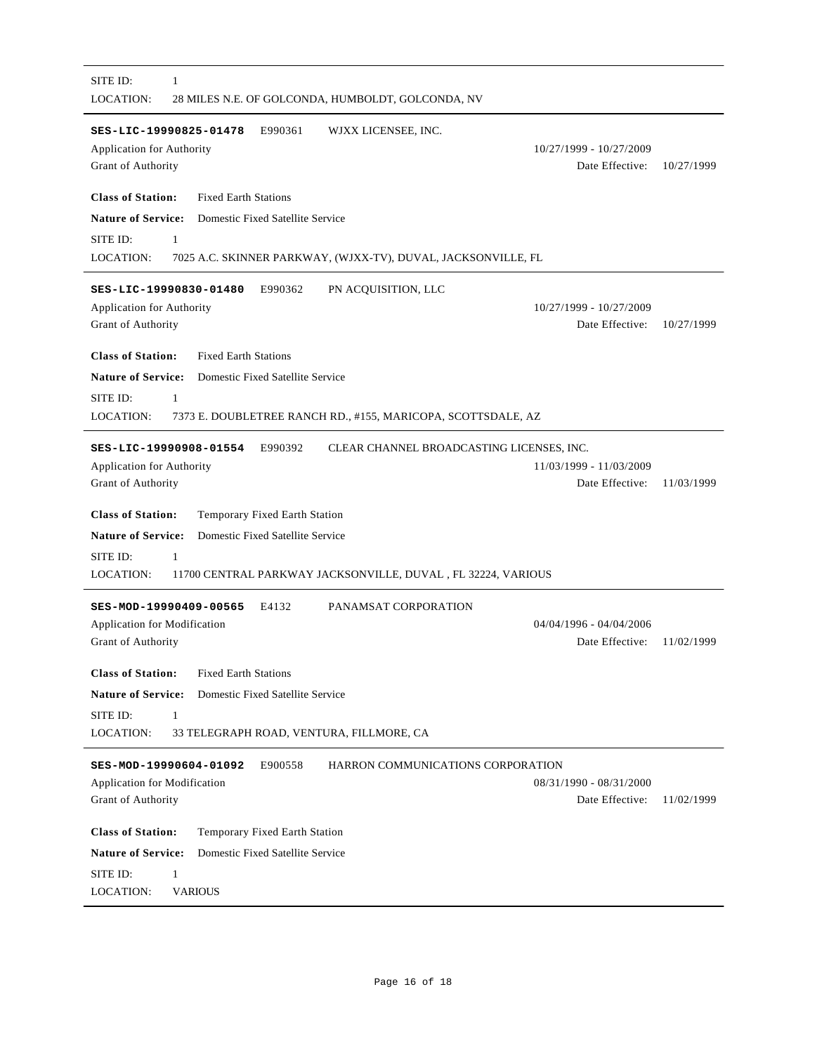SITE ID: 1

LOCATION: 28 MILES N.E. OF GOLCONDA, HUMBOLDT, GOLCONDA, NV

---

**SES-LIC-19990825-01478** E990361 WJXX LICENSEE, INC.

Application for Authority 10/27/1999 - 10/27/2009

Grant of Authority Date Effective: 10/27/1999

**Class of Station:** Fixed Earth Stations

**Nature of Service:** Domestic Fixed Satellite Service

SITE ID: 1

LOCATION: 7025 A.C. SKINNER PARKWAY, (WJXX-TV), DUVAL, JACKSONVILLE, FL

---

**SES-LIC-19990830-01480** E990362 PN ACQUISITION, LLC

Application for Authority 10/27/1999 - 10/27/2009

Grant of Authority Date Effective: 10/27/1999

**Class of Station:** Fixed Earth Stations

**Nature of Service:** Domestic Fixed Satellite Service

SITE ID: 1

LOCATION: 7373 E. DOUBLETREE RANCH RD., #155, MARICOPA, SCOTTSDALE, AZ

---

**SES-LIC-19990908-01554** E990392 CLEAR CHANNEL BROADCASTING LICENSES, INC.

Application for Authority 11/03/1999 - 11/03/2009

Grant of Authority Date Effective: 11/03/1999

**Class of Station:** Temporary Fixed Earth Station

**Nature of Service:** Domestic Fixed Satellite Service

SITE ID: 1

LOCATION: 11700 CENTRAL PARKWAY JACKSONVILLE, DUVAL , FL 32224, VARIOUS

---

**SES-MOD-19990409-00565** E4132 PANAMSAT CORPORATION

Application for Modification 04/04/1996 - 04/04/2006

Grant of Authority Date Effective: 11/02/1999

**Class of Station:** Fixed Earth Stations

**Nature of Service:** Domestic Fixed Satellite Service

SITE ID: 1

LOCATION: 33 TELEGRAPH ROAD, VENTURA, FILLMORE, CA

---

**SES-MOD-19990604-01092** E900558 HARRON COMMUNICATIONS CORPORATION

Application for Modification 08/31/1990 - 08/31/2000

Grant of Authority Date Effective: 11/02/1999

**Class of Station:** Temporary Fixed Earth Station

**Nature of Service:** Domestic Fixed Satellite Service

SITE ID: 1

LOCATION: VARIOUS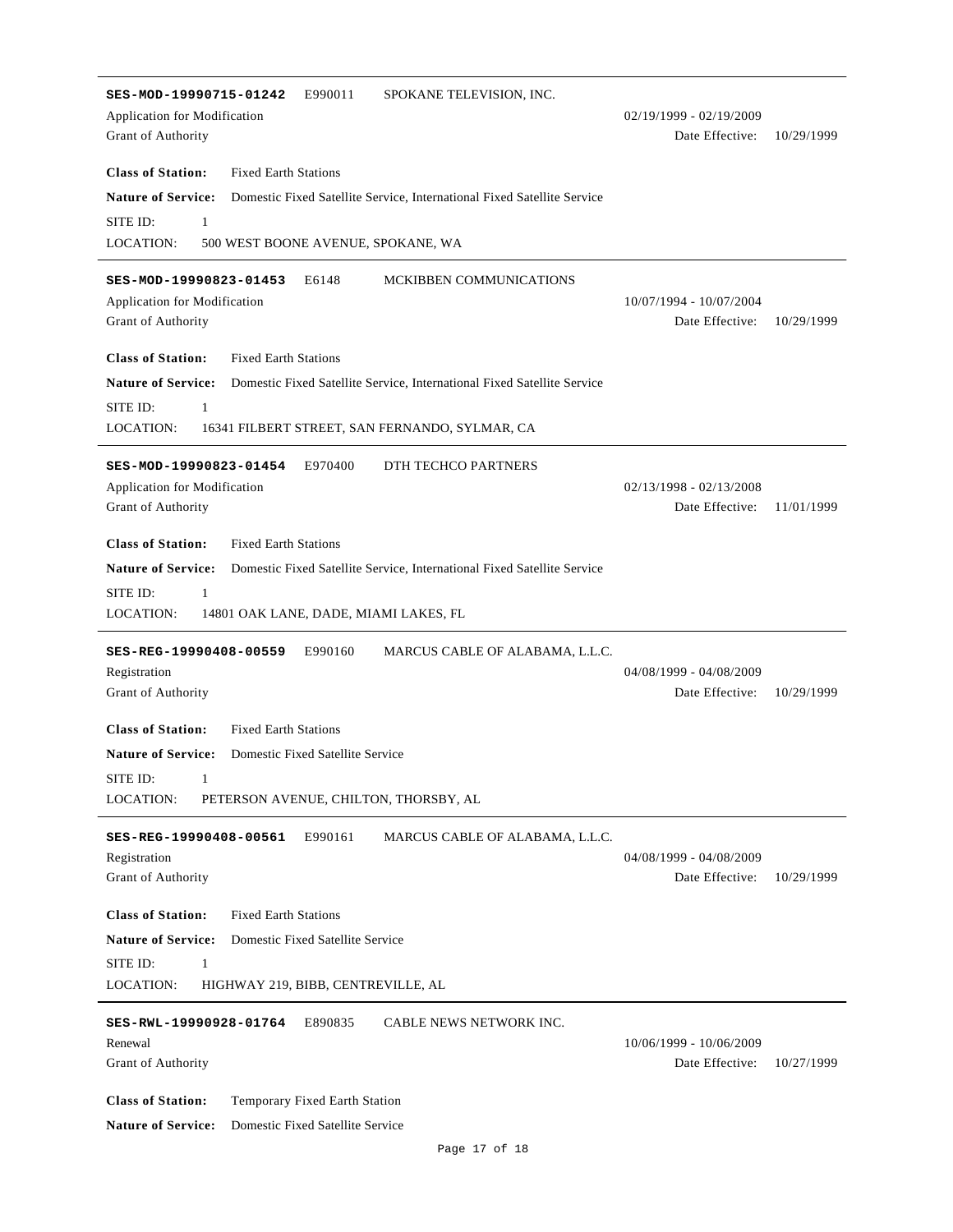---

**SES-MOD-19990715-01242** E990011 SPOKANE TELEVISION, INC.

Application for Modification 02/19/1999 - 02/19/2009

Grant of Authority Date Effective: 10/29/1999

**Class of Station:** Fixed Earth Stations

**Nature of Service:** Domestic Fixed Satellite Service, International Fixed Satellite Service

SITE ID: 1

LOCATION: 500 WEST BOONE AVENUE, SPOKANE, WA

---

**SES-MOD-19990823-01453** E6148 MCKIBBEN COMMUNICATIONS

Application for Modification 10/07/1994 - 10/07/2004

Grant of Authority Date Effective: 10/29/1999

**Class of Station:** Fixed Earth Stations

**Nature of Service:** Domestic Fixed Satellite Service, International Fixed Satellite Service

SITE ID: 1

LOCATION: 16341 FILBERT STREET, SAN FERNANDO, SYLMAR, CA

---

**SES-MOD-19990823-01454** E970400 DTH TECHCO PARTNERS

Application for Modification 02/13/1998 - 02/13/2008

Grant of Authority Date Effective: 11/01/1999

**Class of Station:** Fixed Earth Stations

**Nature of Service:** Domestic Fixed Satellite Service, International Fixed Satellite Service

SITE ID: 1

LOCATION: 14801 OAK LANE, DADE, MIAMI LAKES, FL

---

**SES-REG-19990408-00559** E990160 MARCUS CABLE OF ALABAMA, L.L.C.

Registration 04/08/1999 - 04/08/2009

Grant of Authority Date Effective: 10/29/1999

**Class of Station:** Fixed Earth Stations

**Nature of Service:** Domestic Fixed Satellite Service

SITE ID: 1

LOCATION: PETERSON AVENUE, CHILTON, THORSBY, AL

---

**SES-REG-19990408-00561** E990161 MARCUS CABLE OF ALABAMA, L.L.C.

Registration 04/08/1999 - 04/08/2009

Grant of Authority Date Effective: 10/29/1999

**Class of Station:** Fixed Earth Stations

**Nature of Service:** Domestic Fixed Satellite Service

SITE ID: 1

LOCATION: HIGHWAY 219, BIBB, CENTREVILLE, AL

---

**SES-RWL-19990928-01764** E890835 CABLE NEWS NETWORK INC.

Renewal 10/06/1999 - 10/06/2009

Grant of Authority Date Effective: 10/27/1999

**Class of Station:** Temporary Fixed Earth Station

**Nature of Service:** Domestic Fixed Satellite Service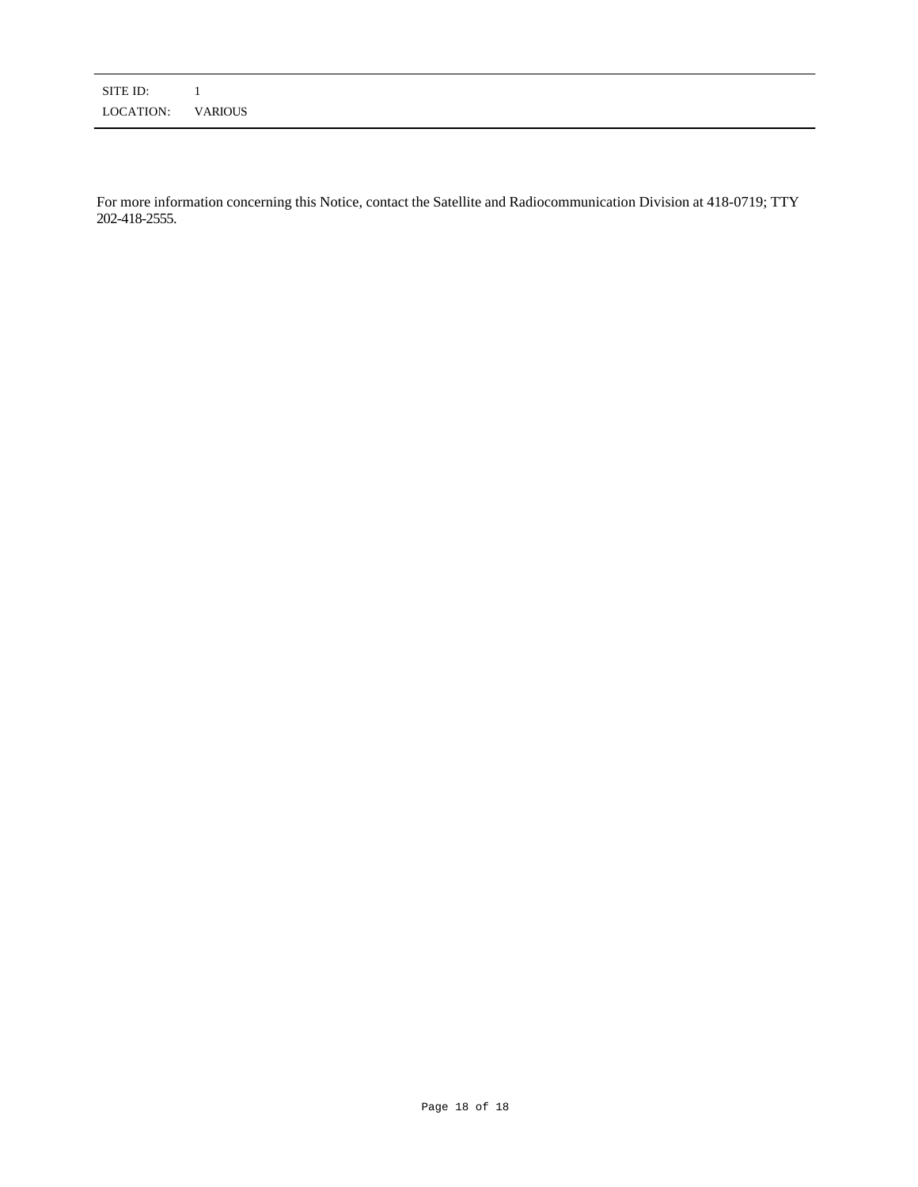| | |
|---|---|
| SITE ID: | 1 |
| LOCATION: | VARIOUS |

For more information concerning this Notice, contact the Satellite and Radiocommunication Division at 418-0719; TTY 202-418-2555.